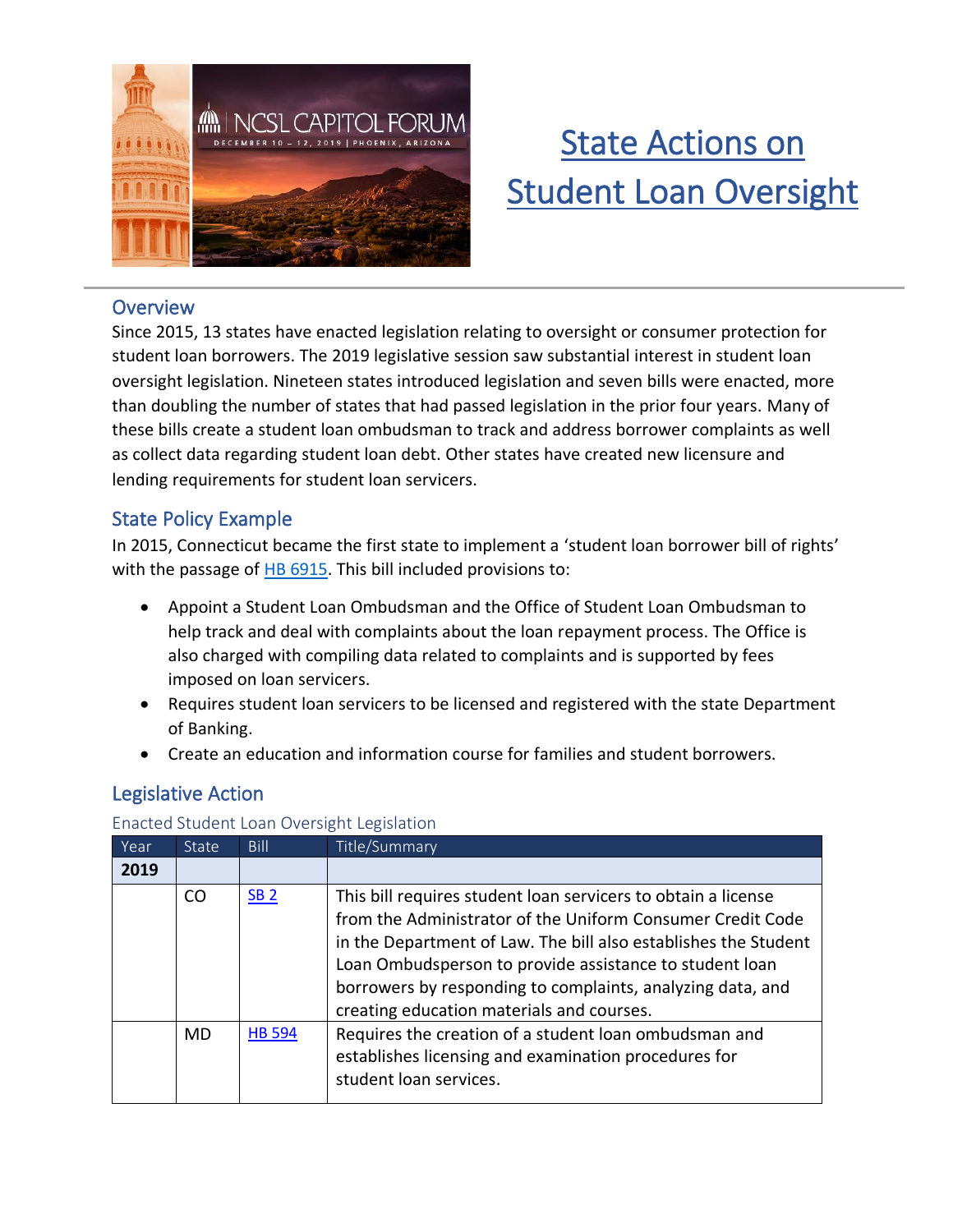# State Actions on Student Loan Oversight

## Overview

Since 2015, 13 states have enacted legislation relating to oversight or consumer protection for student loan borrowers. The 2019 legislative session saw substantial interest in student loan oversight legislation. Nineteen states introduced legislation and seven bills were enacted, more than doubling the number of states that had passed legislation in the prior four years. Many of these bills create a student loan ombudsman to track and address borrower complaints as well as collect data regarding student loan debt. Other states have created new licensure and lending requirements for student loan servicers.

## State Policy Example

In 2015, Connecticut became the first state to implement a 'student loan borrower bill of rights' with the passage of HB 6915. This bill included provisions to:

- Appoint a Student Loan Ombudsman and the Office of Student Loan Ombudsman to help track and deal with complaints about the loan repayment process. The Office is also charged with compiling data related to complaints and is supported by fees imposed on loan servicers.
- Requires student loan servicers to be licensed and registered with the state Department of Banking.
- Create an education and information course for families and student borrowers.

## Legislative Action

Enacted Student Loan Oversight Legislation

| Year | State | Bill | Title/Summary |
|---|---|---|---|
| **2019** | | | |
| | CO | SB 2 | This bill requires student loan servicers to obtain a license from the Administrator of the Uniform Consumer Credit Code in the Department of Law. The bill also establishes the Student Loan Ombudsperson to provide assistance to student loan borrowers by responding to complaints, analyzing data, and creating education materials and courses. |
| | MD | HB 594 | Requires the creation of a student loan ombudsman and establishes licensing and examination procedures for student loan services. |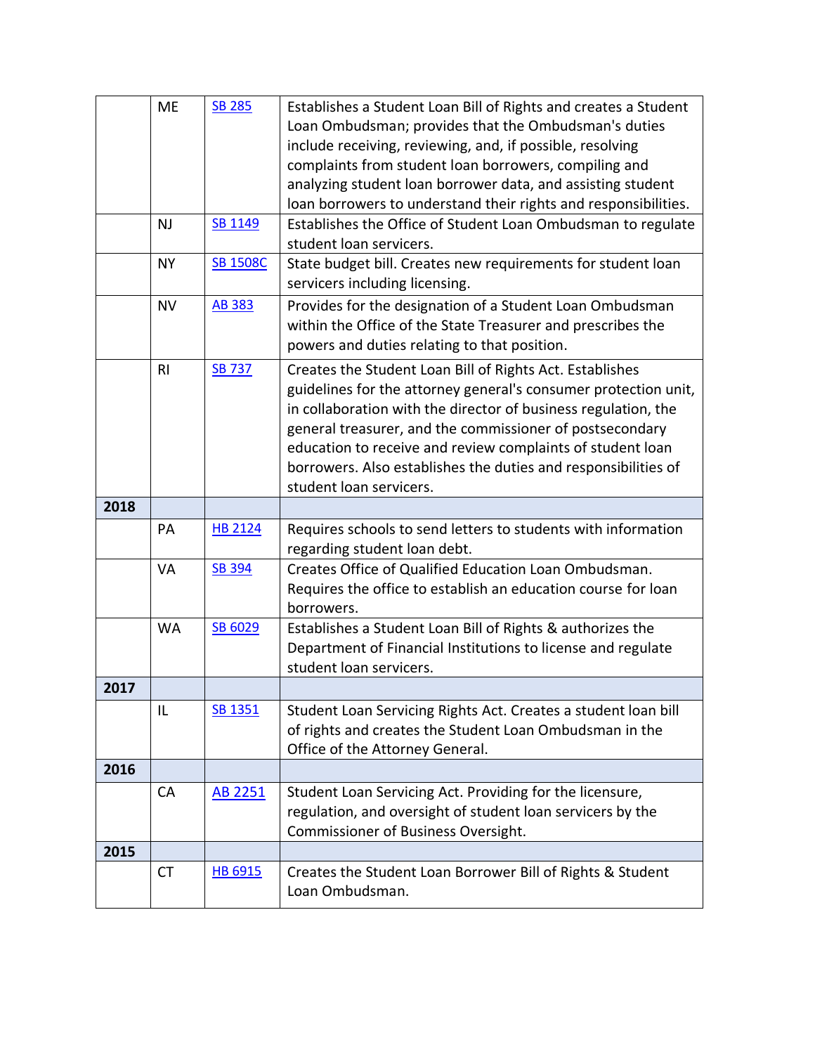| | | | |
|---|---|---|---|
| | ME | [SB 285] | Establishes a Student Loan Bill of Rights and creates a Student Loan Ombudsman; provides that the Ombudsman's duties include receiving, reviewing, and, if possible, resolving complaints from student loan borrowers, compiling and analyzing student loan borrower data, and assisting student loan borrowers to understand their rights and responsibilities. |
| | NJ | [SB 1149] | Establishes the Office of Student Loan Ombudsman to regulate student loan servicers. |
| | NY | [SB 1508C] | State budget bill. Creates new requirements for student loan servicers including licensing. |
| | NV | [AB 383] | Provides for the designation of a Student Loan Ombudsman within the Office of the State Treasurer and prescribes the powers and duties relating to that position. |
| | RI | [SB 737] | Creates the Student Loan Bill of Rights Act. Establishes guidelines for the attorney general's consumer protection unit, in collaboration with the director of business regulation, the general treasurer, and the commissioner of postsecondary education to receive and review complaints of student loan borrowers. Also establishes the duties and responsibilities of student loan servicers. |
| **2018** | | | |
| | PA | [HB 2124] | Requires schools to send letters to students with information regarding student loan debt. |
| | VA | [SB 394] | Creates Office of Qualified Education Loan Ombudsman. Requires the office to establish an education course for loan borrowers. |
| | WA | [SB 6029] | Establishes a Student Loan Bill of Rights & authorizes the Department of Financial Institutions to license and regulate student loan servicers. |
| **2017** | | | |
| | IL | [SB 1351] | Student Loan Servicing Rights Act. Creates a student loan bill of rights and creates the Student Loan Ombudsman in the Office of the Attorney General. |
| **2016** | | | |
| | CA | [AB 2251] | Student Loan Servicing Act. Providing for the licensure, regulation, and oversight of student loan servicers by the Commissioner of Business Oversight. |
| **2015** | | | |
| | CT | [HB 6915] | Creates the Student Loan Borrower Bill of Rights & Student Loan Ombudsman. |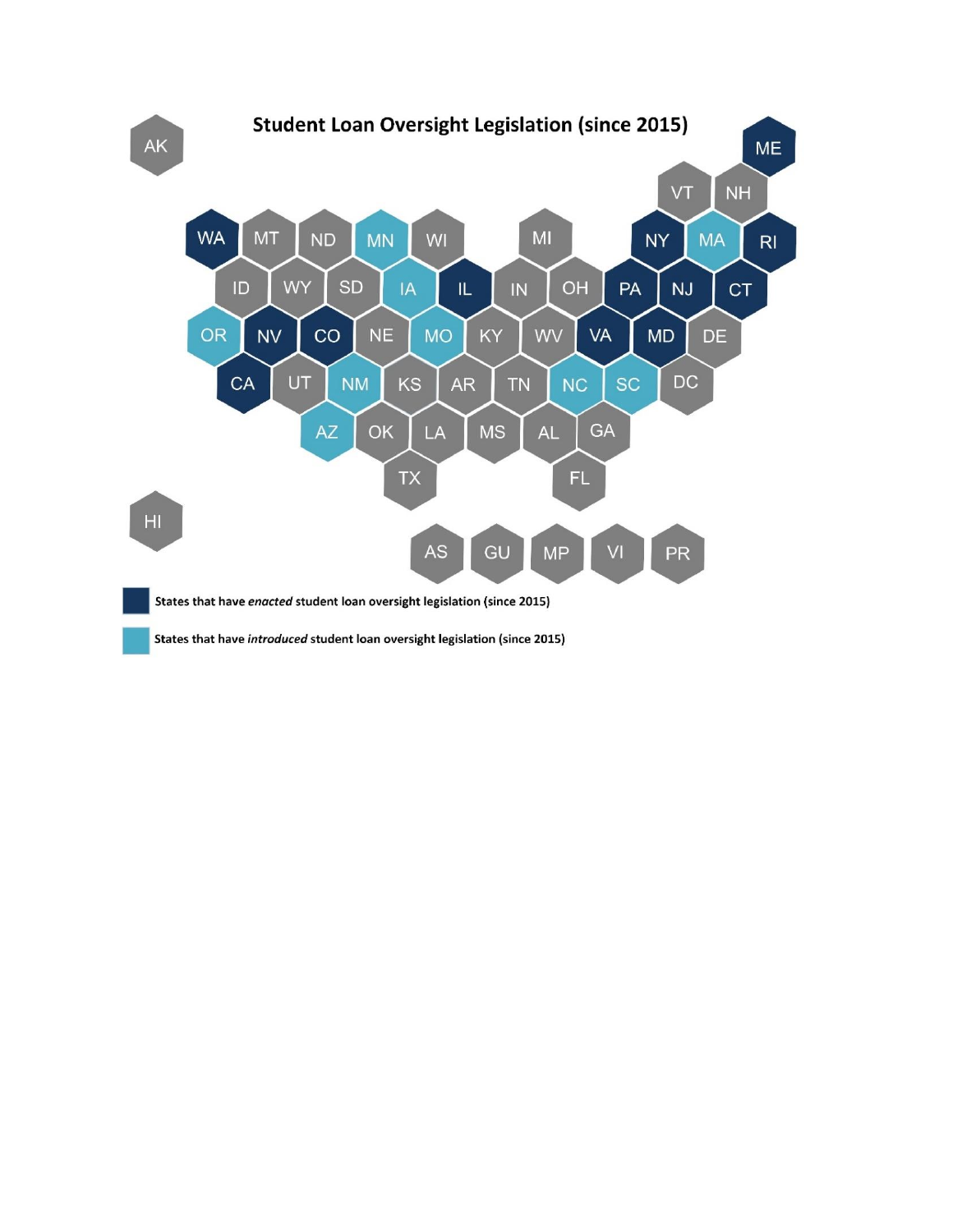## Student Loan Oversight Legislation (since 2015)

AK

ME

VT NH

WA MT ND MN WI MI NY MA RI

ID WY SD IA IL IN OH PA NJ CT

OR NV CO NE MO KY WV VA MD DE

CA UT NM KS AR TN NC SC DC

AZ OK LA MS AL GA

TX FL

HI

AS GU MP VI PR

States that have *enacted* student loan oversight legislation (since 2015)

States that have *introduced* student loan oversight legislation (since 2015)